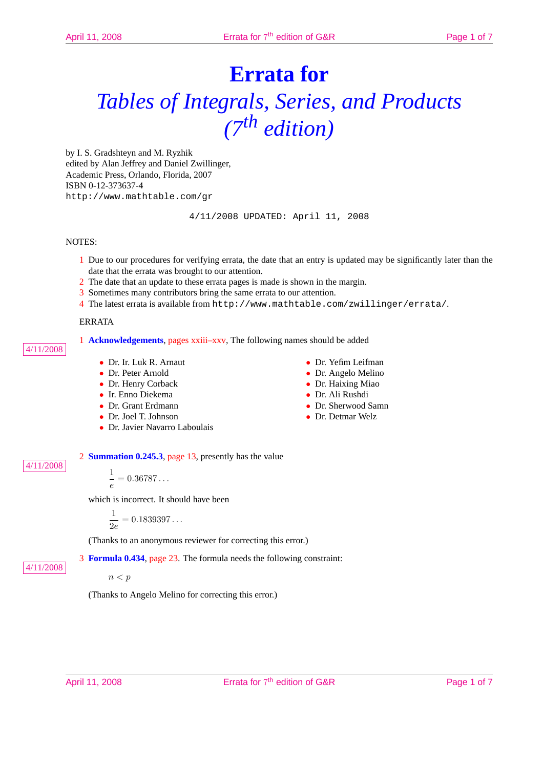# Errata for

# *Tables of Integrals, Series, and Products (7th edition)*

by I. S. Gradshteyn and M. Ryzhik
edited by Alan Jeffrey and Daniel Zwillinger,
Academic Press, Orlando, Florida, 2007
ISBN 0-12-373637-4
`http://www.mathtable.com/gr`

`4/11/2008 UPDATED: April 11, 2008`

NOTES:

1. Due to our procedures for verifying errata, the date that an entry is updated may be significantly later than the date that the errata was brought to our attention.
2. The date that an update to these errata pages is made is shown in the margin.
3. Sometimes many contributors bring the same errata to our attention.
4. The latest errata is available from `http://www.mathtable.com/zwillinger/errata/`.

ERRATA

4/11/2008

1. **Acknowledgements**, pages xxiii–xxv, The following names should be added

   - Dr. Ir. Luk R. Arnaut
   - Dr. Peter Arnold
   - Dr. Henry Corback
   - Ir. Enno Diekema
   - Dr. Grant Erdmann
   - Dr. Joel T. Johnson
   - Dr. Javier Navarro Laboulais
   - Dr. Yefim Leifman
   - Dr. Angelo Melino
   - Dr. Haixing Miao
   - Dr. Ali Rushdi
   - Dr. Sherwood Samn
   - Dr. Detmar Welz

4/11/2008

2. **Summation 0.245.3**, page 13, presently has the value

$$\frac{1}{e} = 0.36787\ldots$$

which is incorrect. It should have been

$$\frac{1}{2e} = 0.1839397\ldots$$

(Thanks to an anonymous reviewer for correcting this error.)

4/11/2008

3. **Formula 0.434**, page 23. The formula needs the following constraint:

$$n < p$$

(Thanks to Angelo Melino for correcting this error.)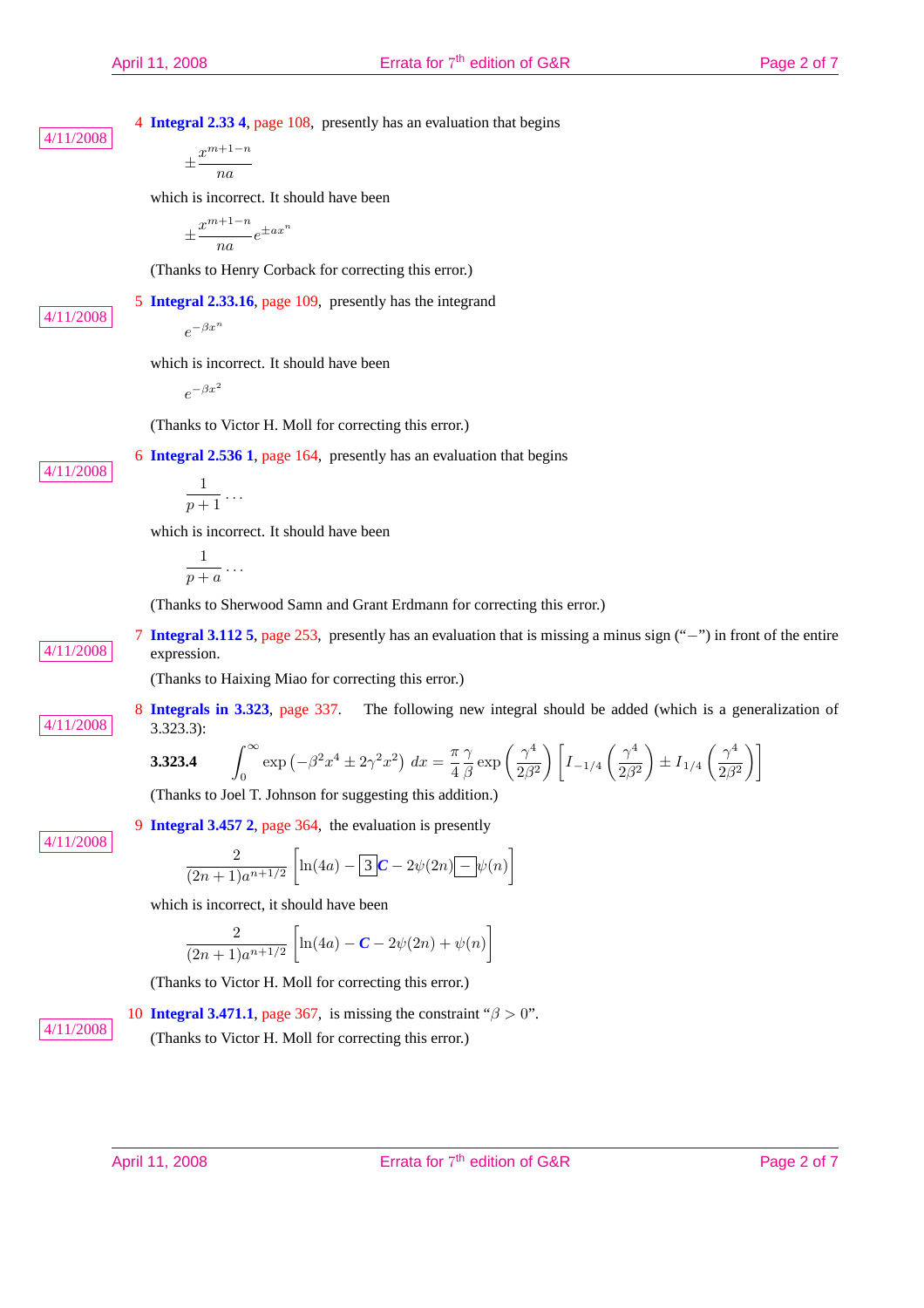4/11/2008

4 **Integral 2.33 4**, page 108, presently has an evaluation that begins

$$\pm\frac{x^{m+1-n}}{na}$$

which is incorrect. It should have been

$$\pm\frac{x^{m+1-n}}{na}e^{\pm ax^n}$$

(Thanks to Henry Corback for correcting this error.)

4/11/2008

5 **Integral 2.33.16**, page 109, presently has the integrand

$$e^{-\beta x^n}$$

which is incorrect. It should have been

$$e^{-\beta x^2}$$

(Thanks to Victor H. Moll for correcting this error.)

4/11/2008

6 **Integral 2.536 1**, page 164, presently has an evaluation that begins

$$\frac{1}{p+1}\cdots$$

which is incorrect. It should have been

$$\frac{1}{p+a}\cdots$$

(Thanks to Sherwood Samn and Grant Erdmann for correcting this error.)

4/11/2008

7 **Integral 3.112 5**, page 253, presently has an evaluation that is missing a minus sign ("$-$") in front of the entire expression.

(Thanks to Haixing Miao for correcting this error.)

4/11/2008

8 **Integrals in 3.323**, page 337. The following new integral should be added (which is a generalization of 3.323.3):

**3.323.4** $$\int_0^\infty \exp\left(-\beta^2 x^4 \pm 2\gamma^2 x^2\right)\,dx = \frac{\pi}{4}\frac{\gamma}{\beta}\exp\left(\frac{\gamma^4}{2\beta^2}\right)\left[I_{-1/4}\left(\frac{\gamma^4}{2\beta^2}\right) \pm I_{1/4}\left(\frac{\gamma^4}{2\beta^2}\right)\right]$$

(Thanks to Joel T. Johnson for suggesting this addition.)

4/11/2008

9 **Integral 3.457 2**, page 364, the evaluation is presently

$$\frac{2}{(2n+1)a^{n+1/2}}\left[\ln(4a) - \boxed{3}\,\boldsymbol{C} - 2\psi(2n)\boxed{-}\,\psi(n)\right]$$

which is incorrect, it should have been

$$\frac{2}{(2n+1)a^{n+1/2}}\left[\ln(4a) - \boldsymbol{C} - 2\psi(2n) + \psi(n)\right]$$

(Thanks to Victor H. Moll for correcting this error.)

4/11/2008

10 **Integral 3.471.1**, page 367, is missing the constraint "$\beta > 0$".

(Thanks to Victor H. Moll for correcting this error.)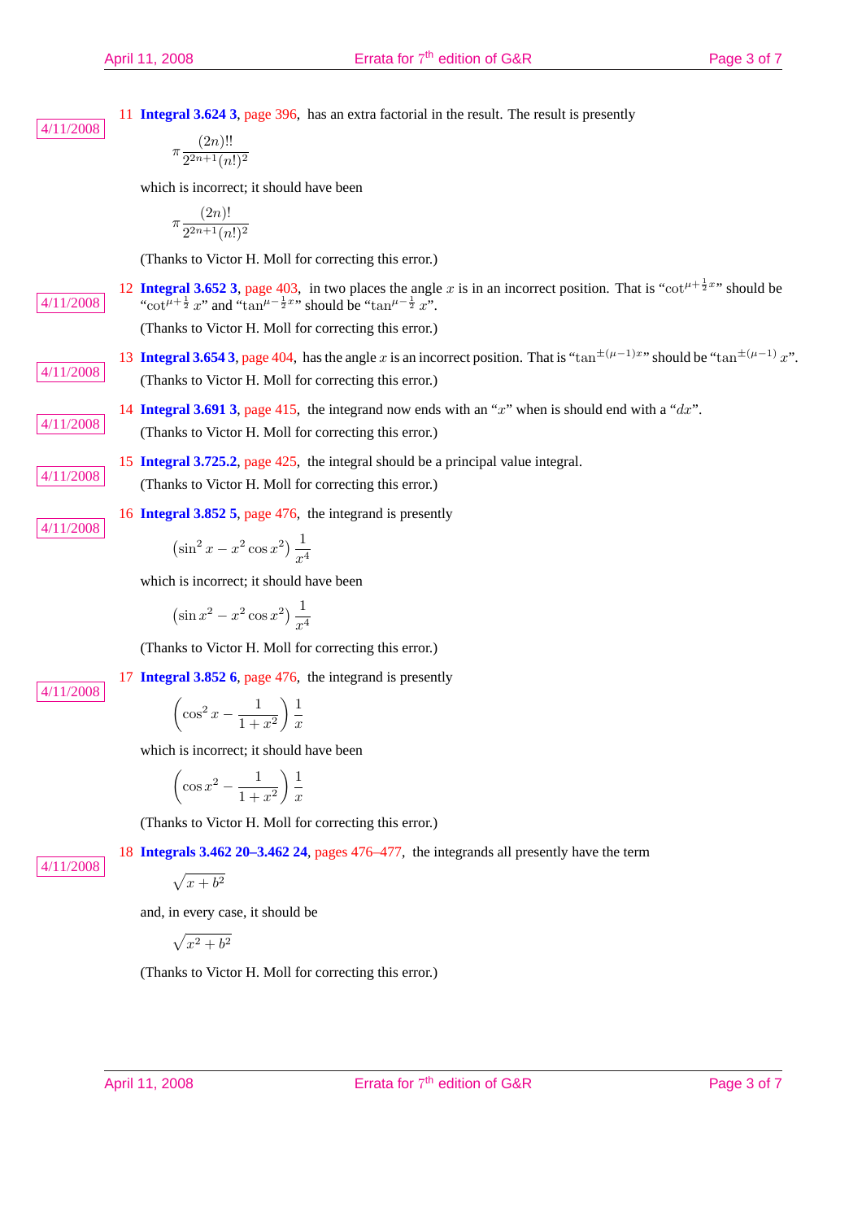4/11/2008

11 **Integral 3.624 3**, page 396, has an extra factorial in the result. The result is presently

$$\pi \frac{(2n)!!}{2^{2n+1}(n!)^2}$$

which is incorrect; it should have been

$$\pi \frac{(2n)!}{2^{2n+1}(n!)^2}$$

(Thanks to Victor H. Moll for correcting this error.)

4/11/2008

12 **Integral 3.652 3**, page 403, in two places the angle $x$ is in an incorrect position. That is "$\cot^{\mu+\frac{1}{2}x}$" should be "$\cot^{\mu+\frac{1}{2}} x$" and "$\tan^{\mu-\frac{1}{2}x}$" should be "$\tan^{\mu-\frac{1}{2}} x$".

(Thanks to Victor H. Moll for correcting this error.)

4/11/2008

13 **Integral 3.654 3**, page 404, has the angle $x$ is an incorrect position. That is "$\tan^{\pm(\mu-1)x}$" should be "$\tan^{\pm(\mu-1)} x$".

(Thanks to Victor H. Moll for correcting this error.)

4/11/2008

14 **Integral 3.691 3**, page 415, the integrand now ends with an "$x$" when is should end with a "$dx$".

(Thanks to Victor H. Moll for correcting this error.)

4/11/2008

15 **Integral 3.725.2**, page 425, the integral should be a principal value integral.

(Thanks to Victor H. Moll for correcting this error.)

4/11/2008

16 **Integral 3.852 5**, page 476, the integrand is presently

$$\left(\sin^2 x - x^2 \cos x^2\right) \frac{1}{x^4}$$

which is incorrect; it should have been

$$\left(\sin x^2 - x^2 \cos x^2\right) \frac{1}{x^4}$$

(Thanks to Victor H. Moll for correcting this error.)

4/11/2008

17 **Integral 3.852 6**, page 476, the integrand is presently

$$\left(\cos^2 x - \frac{1}{1+x^2}\right) \frac{1}{x}$$

which is incorrect; it should have been

$$\left(\cos x^2 - \frac{1}{1+x^2}\right) \frac{1}{x}$$

(Thanks to Victor H. Moll for correcting this error.)

4/11/2008

18 **Integrals 3.462 20–3.462 24**, pages 476–477, the integrands all presently have the term

$$\sqrt{x+b^2}$$

and, in every case, it should be

$$\sqrt{x^2+b^2}$$

(Thanks to Victor H. Moll for correcting this error.)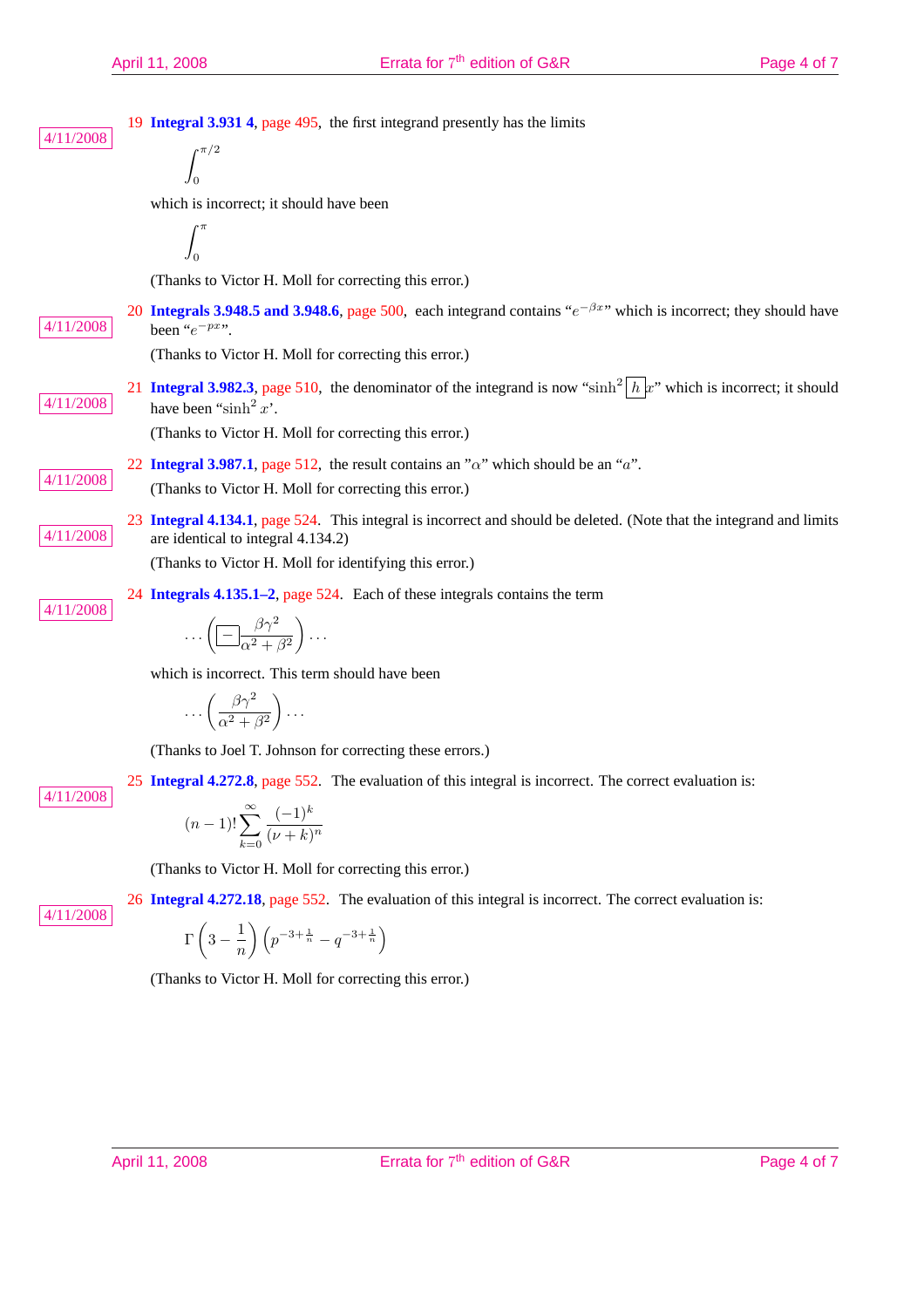4/11/2008

19 **Integral 3.931 4**, page 495, the first integrand presently has the limits

$$\int_0^{\pi/2}$$

which is incorrect; it should have been

$$\int_0^{\pi}$$

(Thanks to Victor H. Moll for correcting this error.)

4/11/2008

20 **Integrals 3.948.5 and 3.948.6**, page 500, each integrand contains "$e^{-\beta x}$" which is incorrect; they should have been "$e^{-px}$".

(Thanks to Victor H. Moll for correcting this error.)

4/11/2008

21 **Integral 3.982.3**, page 510, the denominator of the integrand is now "$\sinh^2 \boxed{h} x$" which is incorrect; it should have been "$\sinh^2 x$'.

(Thanks to Victor H. Moll for correcting this error.)

4/11/2008

22 **Integral 3.987.1**, page 512, the result contains an "$\alpha$" which should be an "$a$".

(Thanks to Victor H. Moll for correcting this error.)

4/11/2008

23 **Integral 4.134.1**, page 524. This integral is incorrect and should be deleted. (Note that the integrand and limits are identical to integral 4.134.2)

(Thanks to Victor H. Moll for identifying this error.)

4/11/2008

24 **Integrals 4.135.1–2**, page 524. Each of these integrals contains the term

$$\dots\left(\boxed{-}\frac{\beta\gamma^2}{\alpha^2+\beta^2}\right)\dots$$

which is incorrect. This term should have been

$$\dots\left(\frac{\beta\gamma^2}{\alpha^2+\beta^2}\right)\dots$$

(Thanks to Joel T. Johnson for correcting these errors.)

4/11/2008

25 **Integral 4.272.8**, page 552. The evaluation of this integral is incorrect. The correct evaluation is:

$$(n-1)!\sum_{k=0}^{\infty}\frac{(-1)^k}{(\nu+k)^n}$$

(Thanks to Victor H. Moll for correcting this error.)

4/11/2008

26 **Integral 4.272.18**, page 552. The evaluation of this integral is incorrect. The correct evaluation is:

$$\Gamma\left(3-\frac{1}{n}\right)\left(p^{-3+\frac{1}{n}}-q^{-3+\frac{1}{n}}\right)$$

(Thanks to Victor H. Moll for correcting this error.)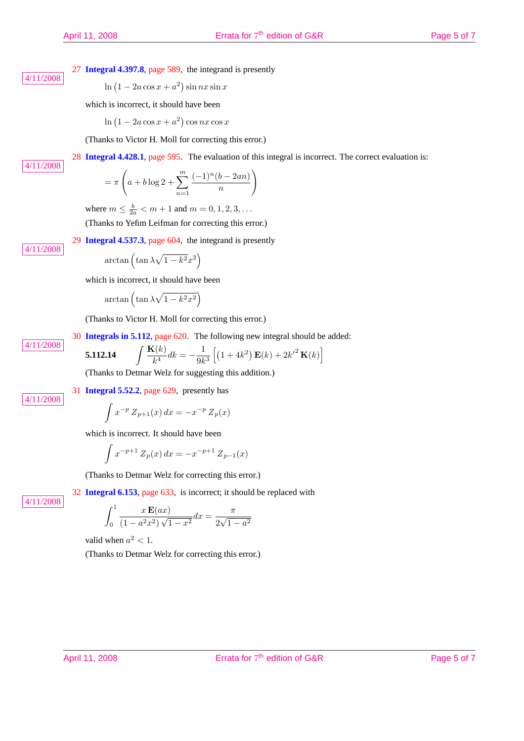4/11/2008

27 **Integral 4.397.8**, page 589, the integrand is presently

$$\ln\left(1 - 2a\cos x + a^2\right)\sin nx \sin x$$

which is incorrect, it should have been

$$\ln\left(1 - 2a\cos x + a^2\right)\cos nx \cos x$$

(Thanks to Victor H. Moll for correcting this error.)

4/11/2008

28 **Integral 4.428.1**, page 595. The evaluation of this integral is incorrect. The correct evaluation is:

$$= \pi\left(a + b\log 2 + \sum_{n=1}^{m}\frac{(-1)^n(b - 2an)}{n}\right)$$

where $m \le \frac{b}{2a} < m + 1$ and $m = 0, 1, 2, 3, \ldots$

(Thanks to Yefim Leifman for correcting this error.)

4/11/2008

29 **Integral 4.537.3**, page 604, the integrand is presently

$$\arctan\left(\tan\lambda\sqrt{1 - k^2x^2}\right)$$

which is incorrect, it should have been

$$\arctan\left(\tan\lambda\sqrt{1 - k^2x^2}\right)$$

(Thanks to Victor H. Moll for correcting this error.)

4/11/2008

30 **Integrals in 5.112**, page 620. The following new integral should be added:

**5.112.14** $$\int\frac{\mathbf{K}(k)}{k^4}dk = -\frac{1}{9k^3}\left[\left(1 + 4k^2\right)\mathbf{E}(k) + 2k'^2\,\mathbf{K}(k)\right]$$

(Thanks to Detmar Welz for suggesting this addition.)

4/11/2008

31 **Integral 5.52.2**, page 629, presently has

$$\int x^{-p}\,Z_{p+1}(x)\,dx = -x^{-p}\,Z_p(x)$$

which is incorrect. It should have been

$$\int x^{-p+1}\,Z_p(x)\,dx = -x^{-p+1}\,Z_{p-1}(x)$$

(Thanks to Detmar Welz for correcting this error.)

4/11/2008

32 **Integral 6.153**, page 633, is incorrect; it should be replaced with

$$\int_0^1\frac{x\,\mathbf{E}(ax)}{\left(1 - a^2x^2\right)\sqrt{1 - x^2}}dx = \frac{\pi}{2\sqrt{1 - a^2}}$$

valid when $a^2 < 1$.

(Thanks to Detmar Welz for correcting this error.)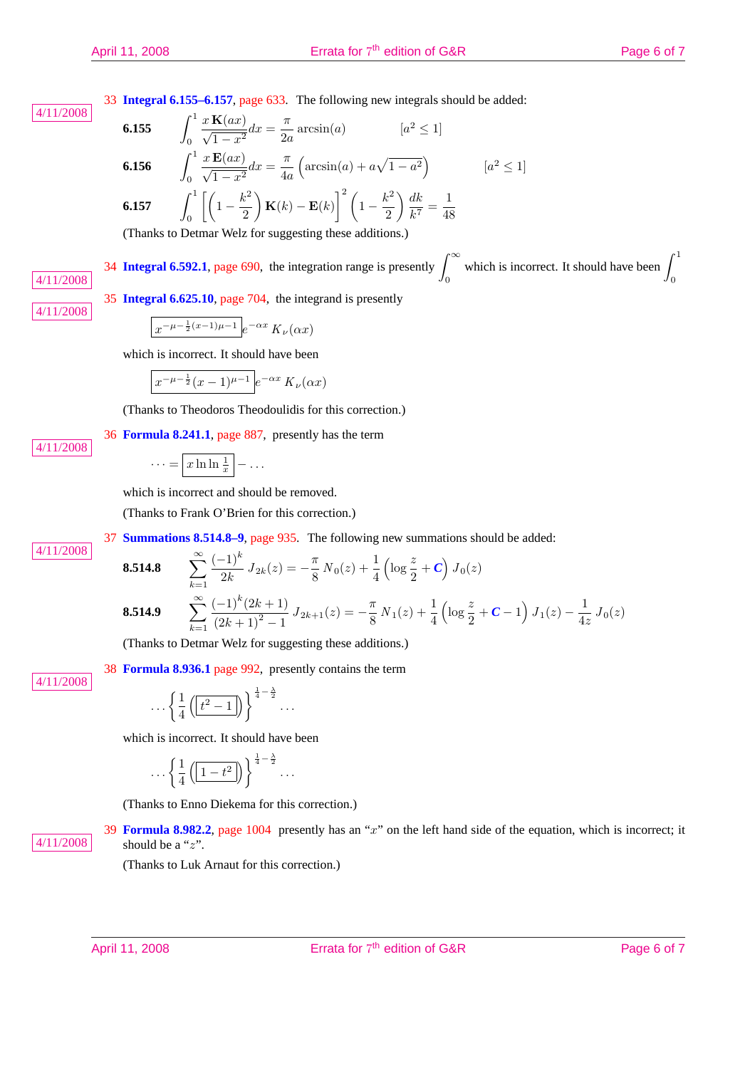4/11/2008

33 **Integral 6.155–6.157**, page 633. The following new integrals should be added:

**6.155** $\displaystyle\int_0^1 \frac{x\,\mathbf{K}(ax)}{\sqrt{1-x^2}}dx = \frac{\pi}{2a}\arcsin(a) \qquad [a^2 \le 1]$

**6.156** $\displaystyle\int_0^1 \frac{x\,\mathbf{E}(ax)}{\sqrt{1-x^2}}dx = \frac{\pi}{4a}\left(\arcsin(a) + a\sqrt{1-a^2}\right) \qquad [a^2 \le 1]$

**6.157** $\displaystyle\int_0^1 \left[\left(1-\frac{k^2}{2}\right)\mathbf{K}(k) - \mathbf{E}(k)\right]^2 \left(1-\frac{k^2}{2}\right)\frac{dk}{k^7} = \frac{1}{48}$

(Thanks to Detmar Welz for suggesting these additions.)

4/11/2008

34 **Integral 6.592.1**, page 690, the integration range is presently $\int_0^\infty$ which is incorrect. It should have been $\int_0^1$

4/11/2008

35 **Integral 6.625.10**, page 704, the integrand is presently

$$\boxed{x^{-\mu-\frac{1}{2}(x-1)\mu-1}}\,e^{-\alpha x}\,K_\nu(\alpha x)$$

which is incorrect. It should have been

$$\boxed{x^{-\mu-\frac{1}{2}}(x-1)^{\mu-1}}\,e^{-\alpha x}\,K_\nu(\alpha x)$$

(Thanks to Theodoros Theodoulidis for this correction.)

4/11/2008

36 **Formula 8.241.1**, page 887, presently has the term

$$\cdots = \boxed{x \ln\ln\tfrac{1}{x}} - \ldots$$

which is incorrect and should be removed.

(Thanks to Frank O'Brien for this correction.)

4/11/2008

37 **Summations 8.514.8–9**, page 935. The following new summations should be added:

**8.514.8** $\displaystyle\sum_{k=1}^{\infty} \frac{(-1)^k}{2k} J_{2k}(z) = -\frac{\pi}{8} N_0(z) + \frac{1}{4}\left(\log\frac{z}{2} + \boldsymbol{C}\right) J_0(z)$

**8.514.9** $\displaystyle\sum_{k=1}^{\infty} \frac{(-1)^k(2k+1)}{(2k+1)^2-1} J_{2k+1}(z) = -\frac{\pi}{8} N_1(z) + \frac{1}{4}\left(\log\frac{z}{2} + \boldsymbol{C} - 1\right) J_1(z) - \frac{1}{4z} J_0(z)$

(Thanks to Detmar Welz for suggesting these additions.)

4/11/2008

38 **Formula 8.936.1** page 992, presently contains the term

$$\ldots\left\{\frac{1}{4}\left(\boxed{t^2-1}\right)\right\}^{\frac{1}{4}-\frac{\lambda}{2}}\ldots$$

which is incorrect. It should have been

$$\ldots\left\{\frac{1}{4}\left(\boxed{1-t^2}\right)\right\}^{\frac{1}{4}-\frac{\lambda}{2}}\ldots$$

(Thanks to Enno Diekema for this correction.)

4/11/2008

39 **Formula 8.982.2**, page 1004 presently has an "$x$" on the left hand side of the equation, which is incorrect; it should be a "$z$".

(Thanks to Luk Arnaut for this correction.)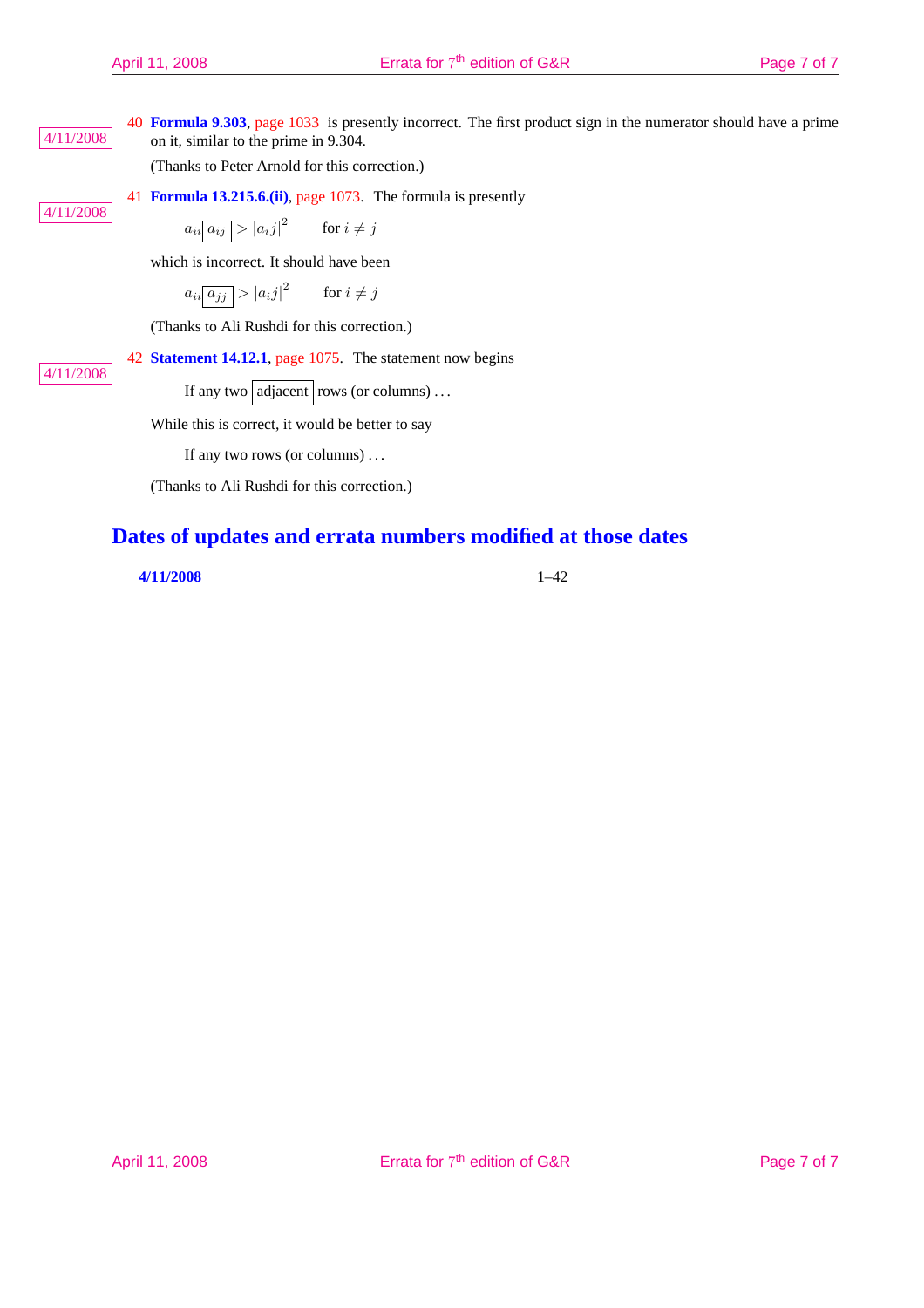4/11/2008

40 **Formula 9.303**, page 1033 is presently incorrect. The first product sign in the numerator should have a prime on it, similar to the prime in 9.304.

(Thanks to Peter Arnold for this correction.)

4/11/2008

41 **Formula 13.215.6.(ii)**, page 1073. The formula is presently

$$a_{ii}\boxed{a_{ij}} > |a_i j|^2 \qquad \text{for } i \neq j$$

which is incorrect. It should have been

$$a_{ii}\boxed{a_{jj}} > |a_i j|^2 \qquad \text{for } i \neq j$$

(Thanks to Ali Rushdi for this correction.)

4/11/2008

42 **Statement 14.12.1**, page 1075. The statement now begins

If any two adjacent rows (or columns) . . .

While this is correct, it would be better to say

If any two rows (or columns) . . .

(Thanks to Ali Rushdi for this correction.)

# Dates of updates and errata numbers modified at those dates

| | |
|---|---|
| **4/11/2008** | 1–42 |